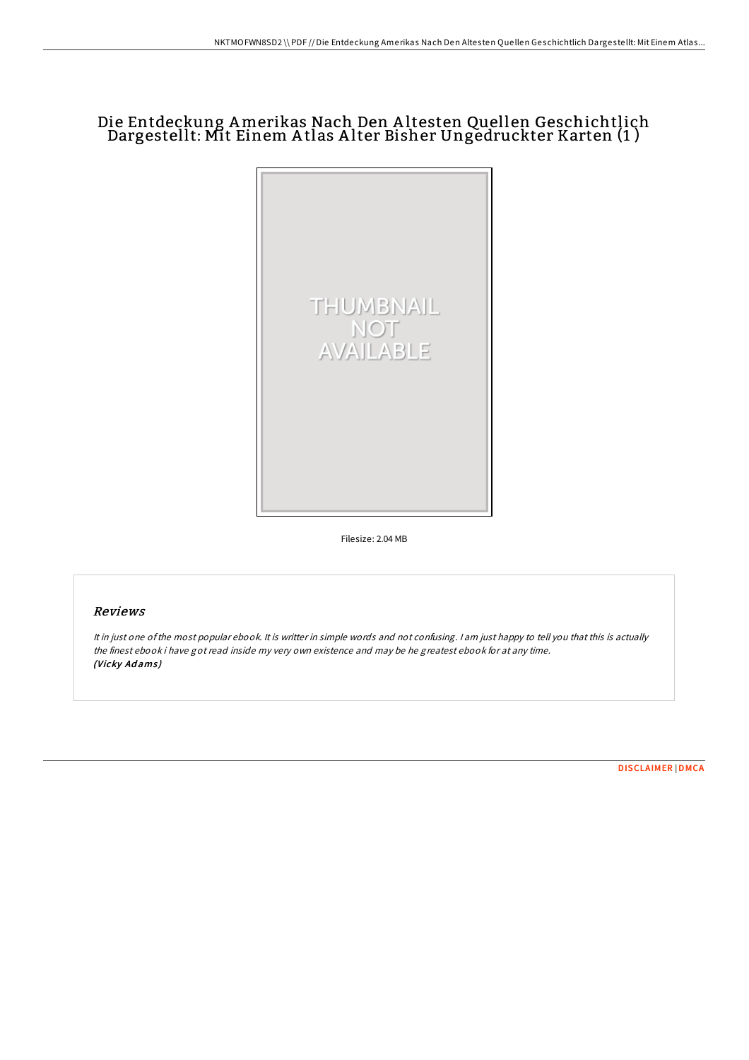# Die Entdeckung Amerikas Nach Den Altesten Quellen Geschichtlich Dargestellt: Mit Einem Atlas Alter Bisher Ungedruckter Karten (1)

Filesize: 2.04 MB

## Reviews

*It in just one of the most popular ebook. It is writter in simple words and not confusing. I am just happy to tell you that this is actually the finest ebook i have got read inside my very own existence and may be he greatest ebook for at any time.*
*(Vicky Adams)*

DISCLAIMER | DMCA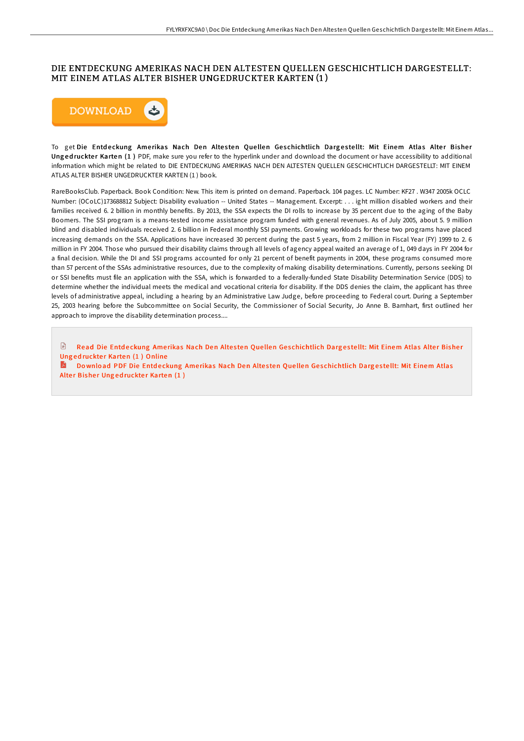## DIE ENTDECKUNG AMERIKAS NACH DEN ALTESTEN QUELLEN GESCHICHTLICH DARGESTELLT: MIT EINEM ATLAS ALTER BISHER UNGEDRUCKTER KARTEN (1 )

DOWNLOAD

To get **Die Entdeckung Amerikas Nach Den Altesten Quellen Geschichtlich Dargestellt: Mit Einem Atlas Alter Bisher Ungedruckter Karten (1 )** PDF, make sure you refer to the hyperlink under and download the document or have accessibility to additional information which might be related to DIE ENTDECKUNG AMERIKAS NACH DEN ALTESTEN QUELLEN GESCHICHTLICH DARGESTELLT: MIT EINEM ATLAS ALTER BISHER UNGEDRUCKTER KARTEN (1 ) book.

RareBooksClub. Paperback. Book Condition: New. This item is printed on demand. Paperback. 104 pages. LC Number: KF27 . W347 2005k OCLC Number: (OCoLC)173688812 Subject: Disability evaluation -- United States -- Management. Excerpt: . . . ight million disabled workers and their families received 6. 2 billion in monthly benefits. By 2013, the SSA expects the DI rolls to increase by 35 percent due to the aging of the Baby Boomers. The SSI program is a means-tested income assistance program funded with general revenues. As of July 2005, about 5. 9 million blind and disabled individuals received 2. 6 billion in Federal monthly SSI payments. Growing workloads for these two programs have placed increasing demands on the SSA. Applications have increased 30 percent during the past 5 years, from 2 million in Fiscal Year (FY) 1999 to 2. 6 million in FY 2004. Those who pursued their disability claims through all levels of agency appeal waited an average of 1, 049 days in FY 2004 for a final decision. While the DI and SSI programs accounted for only 21 percent of benefit payments in 2004, these programs consumed more than 57 percent of the SSAs administrative resources, due to the complexity of making disability determinations. Currently, persons seeking DI or SSI benefits must file an application with the SSA, which is forwarded to a federally-funded State Disability Determination Service (DDS) to determine whether the individual meets the medical and vocational criteria for disability. If the DDS denies the claim, the applicant has three levels of administrative appeal, including a hearing by an Administrative Law Judge, before proceeding to Federal court. During a September 25, 2003 hearing before the Subcommittee on Social Security, the Commissioner of Social Security, Jo Anne B. Barnhart, first outlined her approach to improve the disability determination process....

Read Die Entdeckung Amerikas Nach Den Altesten Quellen Geschichtlich Dargestellt: Mit Einem Atlas Alter Bisher Ungedruckter Karten (1 ) Online

Download PDF Die Entdeckung Amerikas Nach Den Altesten Quellen Geschichtlich Dargestellt: Mit Einem Atlas Alter Bisher Ungedruckter Karten (1 )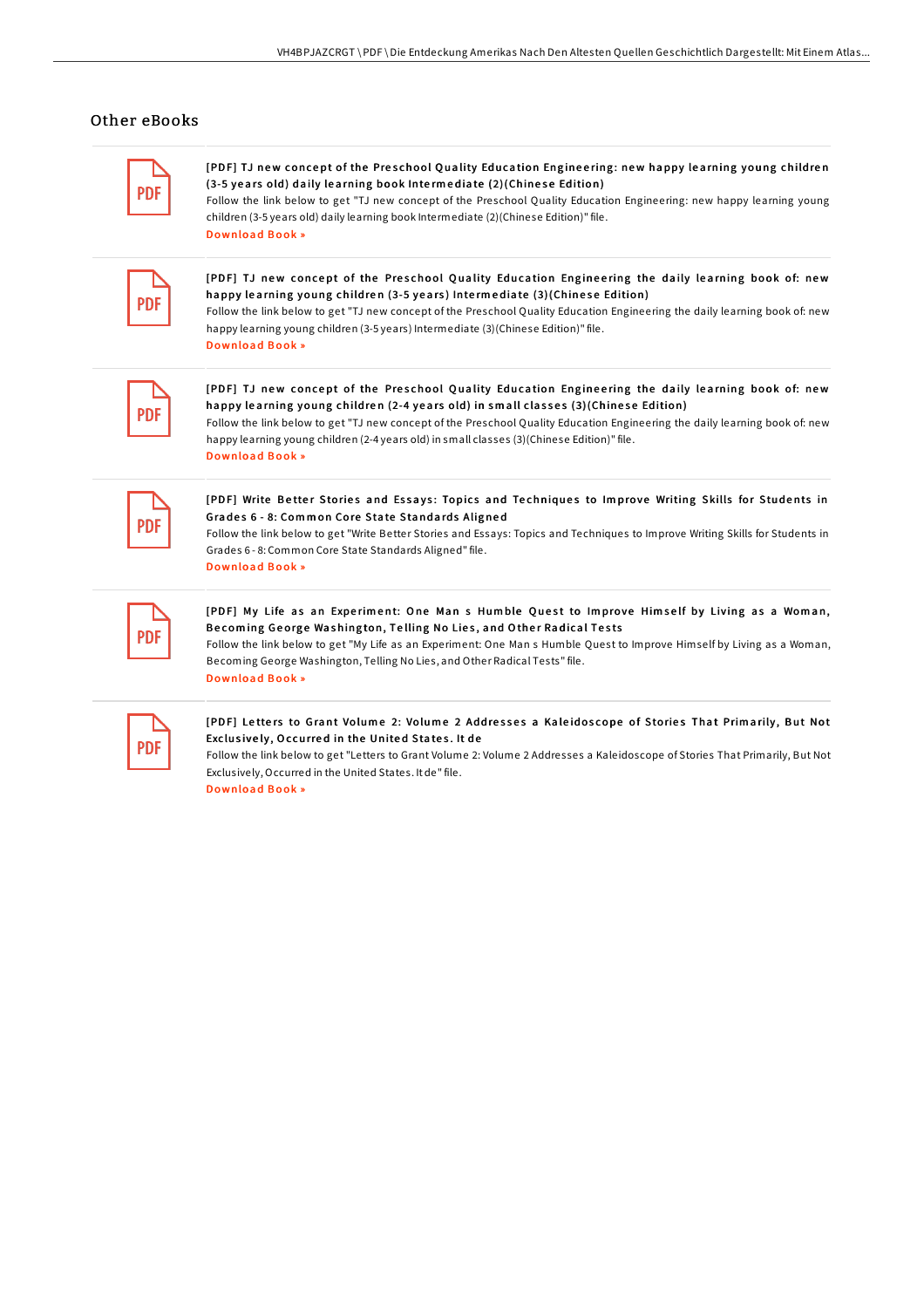## Other eBooks

[PDF] TJ new concept of the Preschool Quality Education Engineering: new happy learning young children (3-5 years old) daily learning book Intermediate (2)(Chinese Edition)

Follow the link below to get "TJ new concept of the Preschool Quality Education Engineering: new happy learning young children (3-5 years old) daily learning book Intermediate (2)(Chinese Edition)" file.

Download Book »

[PDF] TJ new concept of the Preschool Quality Education Engineering the daily learning book of: new happy learning young children (3-5 years) Intermediate (3)(Chinese Edition)

Follow the link below to get "TJ new concept of the Preschool Quality Education Engineering the daily learning book of: new happy learning young children (3-5 years) Intermediate (3)(Chinese Edition)" file.

Download Book »

[PDF] TJ new concept of the Preschool Quality Education Engineering the daily learning book of: new happy learning young children (2-4 years old) in small classes (3)(Chinese Edition)

Follow the link below to get "TJ new concept of the Preschool Quality Education Engineering the daily learning book of: new happy learning young children (2-4 years old) in small classes (3)(Chinese Edition)" file.

Download Book »

[PDF] Write Better Stories and Essays: Topics and Techniques to Improve Writing Skills for Students in Grades 6 - 8: Common Core State Standards Aligned

Follow the link below to get "Write Better Stories and Essays: Topics and Techniques to Improve Writing Skills for Students in Grades 6 - 8: Common Core State Standards Aligned" file.

Download Book »

[PDF] My Life as an Experiment: One Man s Humble Quest to Improve Himself by Living as a Woman, Becoming George Washington, Telling No Lies, and Other Radical Tests

Follow the link below to get "My Life as an Experiment: One Man s Humble Quest to Improve Himself by Living as a Woman, Becoming George Washington, Telling No Lies, and Other Radical Tests" file.

Download Book »

[PDF] Letters to Grant Volume 2: Volume 2 Addresses a Kaleidoscope of Stories That Primarily, But Not Exclusively, Occurred in the United States. It de

Follow the link below to get "Letters to Grant Volume 2: Volume 2 Addresses a Kaleidoscope of Stories That Primarily, But Not Exclusively, Occurred in the United States. It de" file.

Download Book »